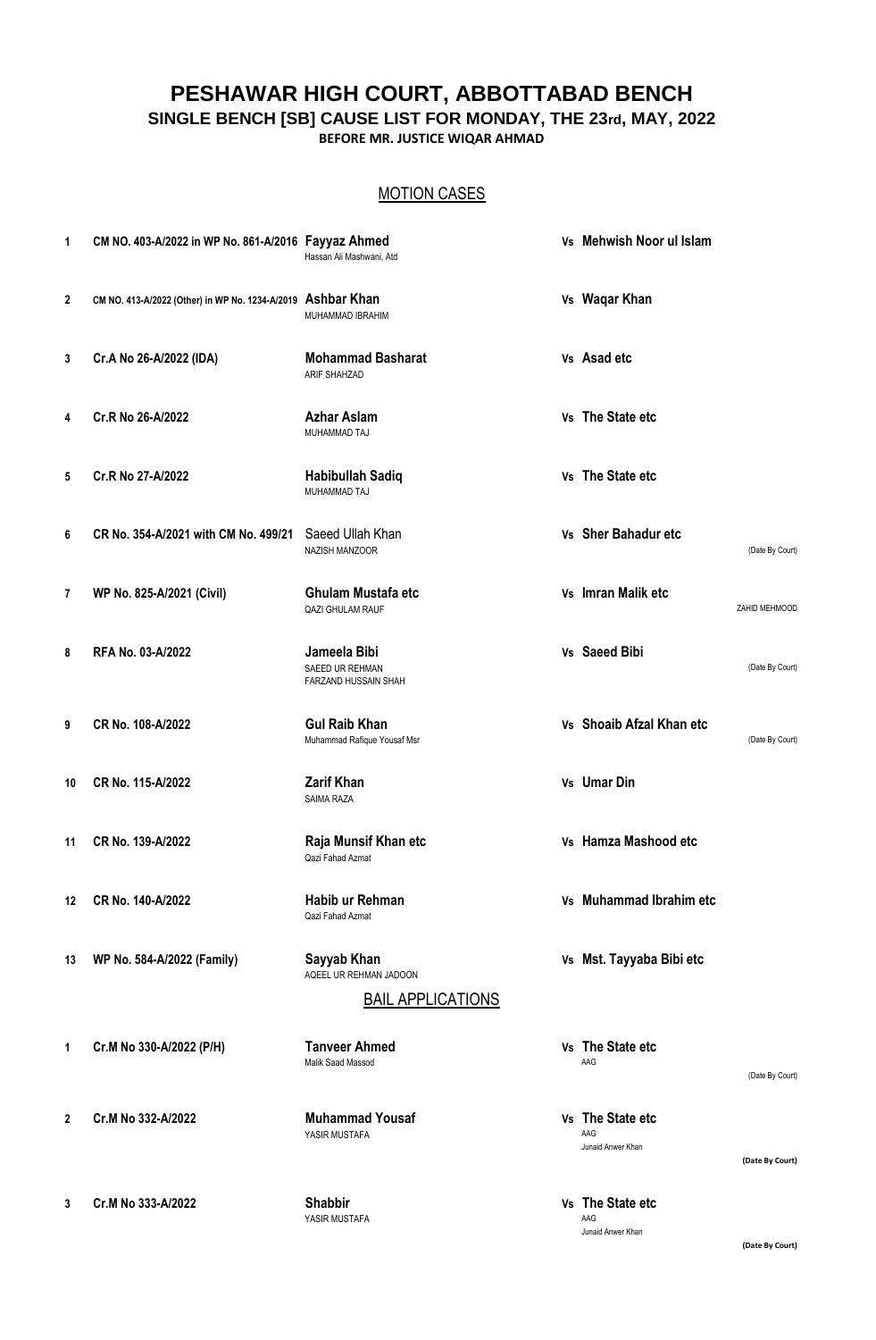# PESHAWAR HIGH COURT, ABBOTTABAD BENCH

## SINGLE BENCH [SB] CAUSE LIST FOR MONDAY, THE 23rd, MAY, 2022

**BEFORE MR. JUSTICE WIQAR AHMAD**

### MOTION CASES

| # | Case No. | Petitioner / Counsel | | Respondent / Counsel | Remarks |
|---|---|---|---|---|---|
| 1 | **CM NO. 403-A/2022 in WP No. 861-A/2016** | **Fayyaz Ahmed**<br>Hassan Ali Mashwani, Atd | Vs | **Mehwish Noor ul Islam** | |
| 2 | **CM NO. 413-A/2022 (Other) in WP No. 1234-A/2019** | **Ashbar Khan**<br>MUHAMMAD IBRAHIM | Vs | **Waqar Khan** | |
| 3 | **Cr.A No 26-A/2022 (IDA)** | **Mohammad Basharat**<br>ARIF SHAHZAD | Vs | **Asad etc** | |
| 4 | **Cr.R No 26-A/2022** | **Azhar Aslam**<br>MUHAMMAD TAJ | Vs | **The State etc** | |
| 5 | **Cr.R No 27-A/2022** | **Habibullah Sadiq**<br>MUHAMMAD TAJ | Vs | **The State etc** | |
| 6 | **CR No. 354-A/2021 with CM No. 499/21** | Saeed Ullah Khan<br>NAZISH MANZOOR | Vs | **Sher Bahadur etc** | (Date By Court) |
| 7 | **WP No. 825-A/2021 (Civil)** | **Ghulam Mustafa etc**<br>QAZI GHULAM RAUF | Vs | **Imran Malik etc** | ZAHID MEHMOOD |
| 8 | **RFA No. 03-A/2022** | **Jameela Bibi**<br>SAEED UR REHMAN<br>FARZAND HUSSAIN SHAH | Vs | **Saeed Bibi** | (Date By Court) |
| 9 | **CR No. 108-A/2022** | **Gul Raib Khan**<br>Muhammad Rafique Yousaf Msr | Vs | **Shoaib Afzal Khan etc** | (Date By Court) |
| 10 | **CR No. 115-A/2022** | **Zarif Khan**<br>SAIMA RAZA | Vs | **Umar Din** | |
| 11 | **CR No. 139-A/2022** | **Raja Munsif Khan etc**<br>Qazi Fahad Azmat | Vs | **Hamza Mashood etc** | |
| 12 | **CR No. 140-A/2022** | **Habib ur Rehman**<br>Qazi Fahad Azmat | Vs | **Muhammad Ibrahim etc** | |
| 13 | **WP No. 584-A/2022 (Family)** | **Sayyab Khan**<br>AQEEL UR REHMAN JADOON | Vs | **Mst. Tayyaba Bibi etc** | |

### BAIL APPLICATIONS

| # | Case No. | Petitioner / Counsel | | Respondent / Counsel | Remarks |
|---|---|---|---|---|---|
| 1 | **Cr.M No 330-A/2022 (P/H)** | **Tanveer Ahmed**<br>Malik Saad Massod | Vs | **The State etc**<br>AAG | (Date By Court) |
| 2 | **Cr.M No 332-A/2022** | **Muhammad Yousaf**<br>YASIR MUSTAFA | Vs | **The State etc**<br>AAG<br>Junaid Anwer Khan | **(Date By Court)** |
| 3 | **Cr.M No 333-A/2022** | **Shabbir**<br>YASIR MUSTAFA | Vs | **The State etc**<br>AAG<br>Junaid Anwer Khan | **(Date By Court)** |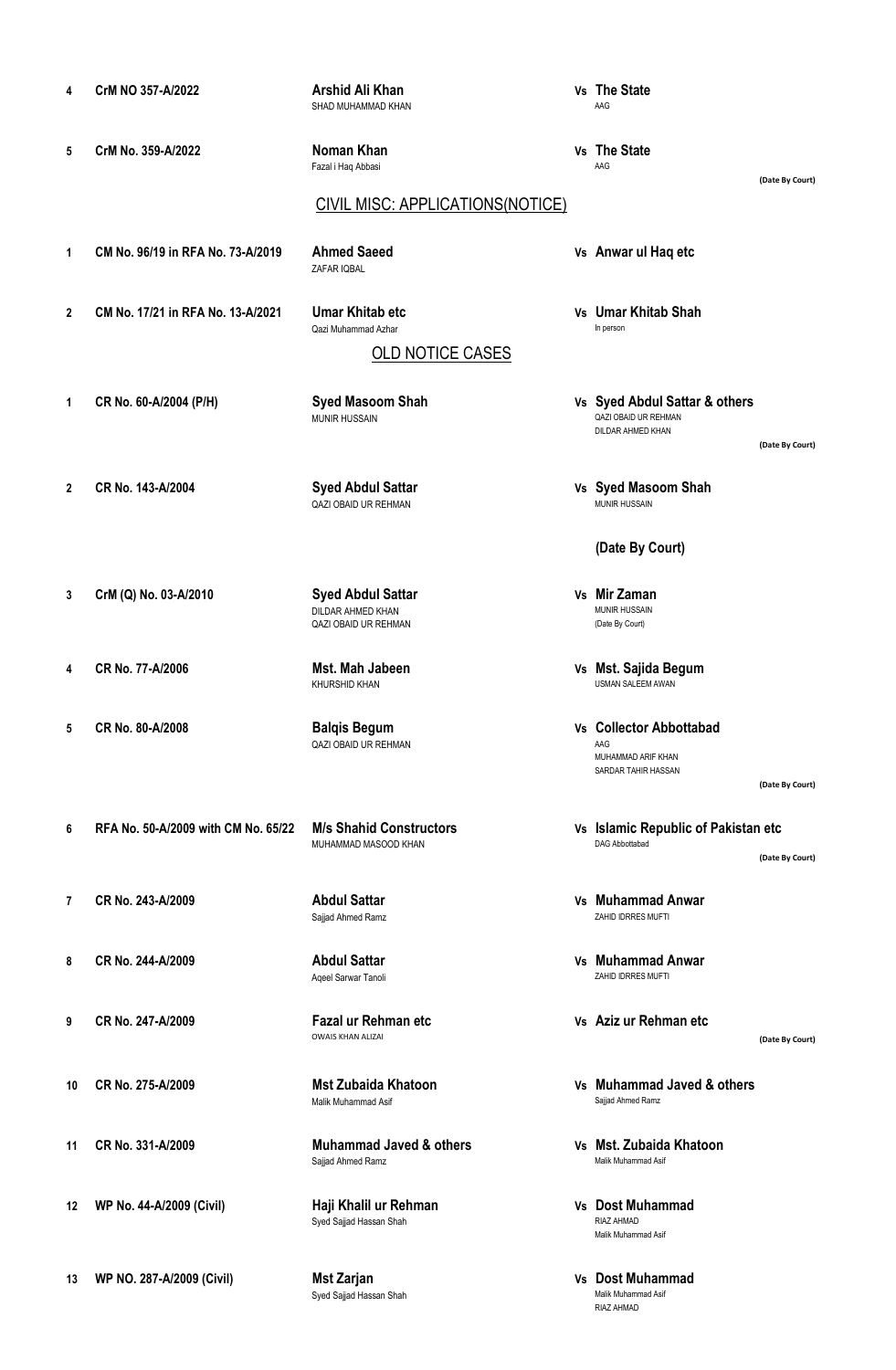| No. | Case No. | Petitioner / Counsel | | Respondent / Counsel |
|---|---|---|---|---|
| 4 | CrM NO 357-A/2022 | **Arshid Ali Khan**<br>SHAD MUHAMMAD KHAN | Vs | **The State**<br>AAG |
| 5 | CrM No. 359-A/2022 | **Noman Khan**<br>Fazal i Haq Abbasi | Vs | **The State**<br>AAG<br>**(Date By Court)** |

## CIVIL MISC: APPLICATIONS(NOTICE)

| No. | Case No. | Petitioner / Counsel | | Respondent / Counsel |
|---|---|---|---|---|
| 1 | CM No. 96/19 in RFA No. 73-A/2019 | **Ahmed Saeed**<br>ZAFAR IQBAL | Vs | **Anwar ul Haq etc** |
| 2 | CM No. 17/21 in RFA No. 13-A/2021 | **Umar Khitab etc**<br>Qazi Muhammad Azhar | Vs | **Umar Khitab Shah**<br>In person |

## OLD NOTICE CASES

| No. | Case No. | Petitioner / Counsel | | Respondent / Counsel |
|---|---|---|---|---|
| 1 | CR No. 60-A/2004 (P/H) | **Syed Masoom Shah**<br>MUNIR HUSSAIN | Vs | **Syed Abdul Sattar & others**<br>QAZI OBAID UR REHMAN<br>DILDAR AHMED KHAN<br>**(Date By Court)** |
| 2 | CR No. 143-A/2004 | **Syed Abdul Sattar**<br>QAZI OBAID UR REHMAN | Vs | **Syed Masoom Shah**<br>MUNIR HUSSAIN<br>**(Date By Court)** |
| 3 | CrM (Q) No. 03-A/2010 | **Syed Abdul Sattar**<br>DILDAR AHMED KHAN<br>QAZI OBAID UR REHMAN | Vs | **Mir Zaman**<br>MUNIR HUSSAIN<br>(Date By Court) |
| 4 | CR No. 77-A/2006 | **Mst. Mah Jabeen**<br>KHURSHID KHAN | Vs | **Mst. Sajida Begum**<br>USMAN SALEEM AWAN |
| 5 | CR No. 80-A/2008 | **Balqis Begum**<br>QAZI OBAID UR REHMAN | Vs | **Collector Abbottabad**<br>AAG<br>MUHAMMAD ARIF KHAN<br>SARDAR TAHIR HASSAN<br>**(Date By Court)** |
| 6 | RFA No. 50-A/2009 with CM No. 65/22 | **M/s Shahid Constructors**<br>MUHAMMAD MASOOD KHAN | Vs | **Islamic Republic of Pakistan etc**<br>DAG Abbottabad<br>**(Date By Court)** |
| 7 | CR No. 243-A/2009 | **Abdul Sattar**<br>Sajjad Ahmed Ramz | Vs | **Muhammad Anwar**<br>ZAHID IDRRES MUFTI |
| 8 | CR No. 244-A/2009 | **Abdul Sattar**<br>Aqeel Sarwar Tanoli | Vs | **Muhammad Anwar**<br>ZAHID IDRRES MUFTI |
| 9 | CR No. 247-A/2009 | **Fazal ur Rehman etc**<br>OWAIS KHAN ALIZAI | Vs | **Aziz ur Rehman etc**<br>**(Date By Court)** |
| 10 | CR No. 275-A/2009 | **Mst Zubaida Khatoon**<br>Malik Muhammad Asif | Vs | **Muhammad Javed & others**<br>Sajjad Ahmed Ramz |
| 11 | CR No. 331-A/2009 | **Muhammad Javed & others**<br>Sajjad Ahmed Ramz | Vs | **Mst. Zubaida Khatoon**<br>Malik Muhammad Asif |
| 12 | WP No. 44-A/2009 (Civil) | **Haji Khalil ur Rehman**<br>Syed Sajjad Hassan Shah | Vs | **Dost Muhammad**<br>RIAZ AHMAD<br>Malik Muhammad Asif |
| 13 | WP NO. 287-A/2009 (Civil) | **Mst Zarjan**<br>Syed Sajjad Hassan Shah | Vs | **Dost Muhammad**<br>Malik Muhammad Asif<br>RIAZ AHMAD |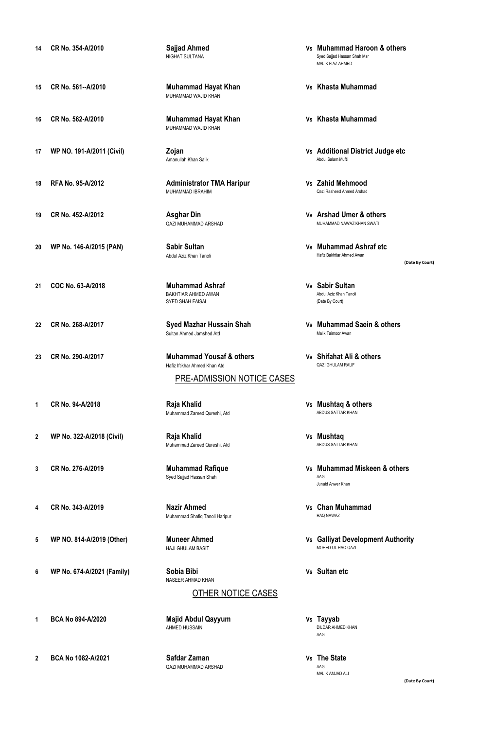| No. | Case No. | Petitioner / Counsel | | Respondent / Counsel |
|---|---|---|---|---|
| 14 | **CR No. 354-A/2010** | **Sajjad Ahmed**<br>NIGHAT SULTANA | Vs | **Muhammad Haroon & others**<br>Syed Sajjad Hassan Shah Msr<br>MALIK FIAZ AHMED |
| 15 | **CR No. 561--A/2010** | **Muhammad Hayat Khan**<br>MUHAMMAD WAJID KHAN | Vs | **Khasta Muhammad** |
| 16 | **CR No. 562-A/2010** | **Muhammad Hayat Khan**<br>MUHAMMAD WAJID KHAN | Vs | **Khasta Muhammad** |
| 17 | **WP NO. 191-A/2011 (Civil)** | **Zojan**<br>Amanullah Khan Salik | Vs | **Additional District Judge etc**<br>Abdul Salam Mufti |
| 18 | **RFA No. 95-A/2012** | **Administrator TMA Haripur**<br>MUHAMMAD IBRAHIM | Vs | **Zahid Mehmood**<br>Qazi Rasheed Ahmed Arshad |
| 19 | **CR No. 452-A/2012** | **Asghar Din**<br>QAZI MUHAMMAD ARSHAD | Vs | **Arshad Umer & others**<br>MUHAMMAD NAWAZ KHAN SWATI |
| 20 | **WP No. 146-A/2015 (PAN)** | **Sabir Sultan**<br>Abdul Aziz Khan Tanoli | Vs | **Muhammad Ashraf etc**<br>Hafiz Bakhtiar Ahmed Awan<br>**(Date By Court)** |
| 21 | **COC No. 63-A/2018** | **Muhammad Ashraf**<br>BAKHTIAR AHMED AWAN<br>SYED SHAH FAISAL | Vs | **Sabir Sultan**<br>Abdul Aziz Khan Tanoli<br>(Date By Court) |
| 22 | **CR No. 268-A/2017** | **Syed Mazhar Hussain Shah**<br>Sultan Ahmed Jamshed Atd | Vs | **Muhammad Saein & others**<br>Malik Taimoor Awan |
| 23 | **CR No. 290-A/2017** | **Muhammad Yousaf & others**<br>Hafiz Iftikhar Ahmed Khan Atd | Vs | **Shifahat Ali & others**<br>QAZI GHULAM RAUF |

## PRE-ADMISSION NOTICE CASES

| No. | Case No. | Petitioner / Counsel | | Respondent / Counsel |
|---|---|---|---|---|
| 1 | **CR No. 94-A/2018** | **Raja Khalid**<br>Muhammad Zareed Qureshi, Atd | Vs | **Mushtaq & others**<br>ABDUS SATTAR KHAN |
| 2 | **WP No. 322-A/2018 (Civil)** | **Raja Khalid**<br>Muhammad Zareed Qureshi, Atd | Vs | **Mushtaq**<br>ABDUS SATTAR KHAN |
| 3 | **CR No. 276-A/2019** | **Muhammad Rafique**<br>Syed Sajjad Hassan Shah | Vs | **Muhammad Miskeen & others**<br>AAG<br>Junaid Anwer Khan |
| 4 | **CR No. 343-A/2019** | **Nazir Ahmed**<br>Muhammad Shafiq Tanoli Haripur | Vs | **Chan Muhammad**<br>HAQ NAWAZ |
| 5 | **WP NO. 814-A/2019 (Other)** | **Muneer Ahmed**<br>HAJI GHULAM BASIT | Vs | **Galliyat Development Authority**<br>MOHED UL HAQ QAZI |
| 6 | **WP No. 674-A/2021 (Family)** | **Sobia Bibi**<br>NASEER AHMAD KHAN | Vs | **Sultan etc** |

## OTHER NOTICE CASES

| No. | Case No. | Petitioner / Counsel | | Respondent / Counsel |
|---|---|---|---|---|
| 1 | **BCA No 894-A/2020** | **Majid Abdul Qayyum**<br>AHMED HUSSAIN | Vs | **Tayyab**<br>DILDAR AHMED KHAN<br>AAG |
| 2 | **BCA No 1082-A/2021** | **Safdar Zaman**<br>QAZI MUHAMMAD ARSHAD | Vs | **The State**<br>AAG<br>MALIK AMJAD ALI<br>**(Date By Court)** |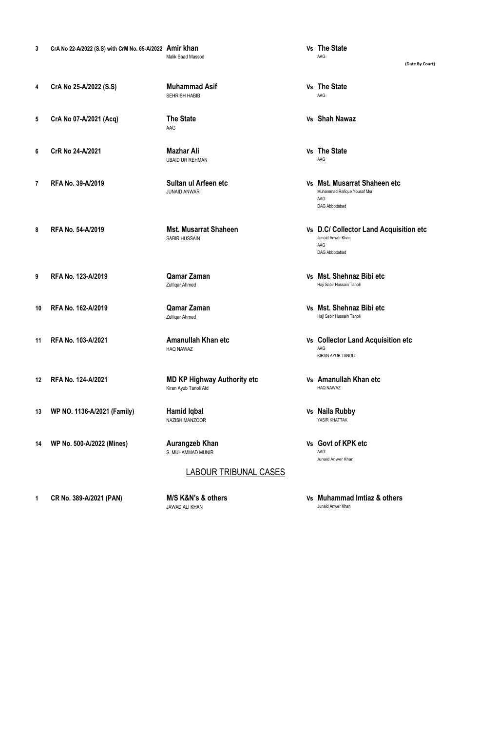| No. | Case No. | Petitioner / Appellant | | Respondent |
|---|---|---|---|---|
| 3 | CrA No 22-A/2022 (S.S) with CrM No. 65-A/2022 | **Amir khan**<br>Malik Saad Massod | Vs | **The State**<br>AAG<br>**(Date By Court)** |
| 4 | CrA No 25-A/2022 (S.S) | **Muhammad Asif**<br>SEHRISH HABIB | Vs | **The State**<br>AAG |
| 5 | CrA No 07-A/2021 (Acq) | **The State**<br>AAG | Vs | **Shah Nawaz** |
| 6 | CrR No 24-A/2021 | **Mazhar Ali**<br>UBAID UR REHMAN | Vs | **The State**<br>AAG |
| 7 | RFA No. 39-A/2019 | **Sultan ul Arfeen etc**<br>JUNAID ANWAR | Vs | **Mst. Musarrat Shaheen etc**<br>Muhammad Rafique Yousaf Msr<br>AAG<br>DAG Abbottabad |
| 8 | RFA No. 54-A/2019 | **Mst. Musarrat Shaheen**<br>SABIR HUSSAIN | Vs | **D.C/ Collector Land Acquisition etc**<br>Junaid Anwer Khan<br>AAG<br>DAG Abbottabad |
| 9 | RFA No. 123-A/2019 | **Qamar Zaman**<br>Zulfiqar Ahmed | Vs | **Mst. Shehnaz Bibi etc**<br>Haji Sabir Hussain Tanoli |
| 10 | RFA No. 162-A/2019 | **Qamar Zaman**<br>Zulfiqar Ahmed | Vs | **Mst. Shehnaz Bibi etc**<br>Haji Sabir Hussain Tanoli |
| 11 | RFA No. 103-A/2021 | **Amanullah Khan etc**<br>HAQ NAWAZ | Vs | **Collector Land Acquisition etc**<br>AAG<br>KIRAN AYUB TANOLI |
| 12 | RFA No. 124-A/2021 | **MD KP Highway Authority etc**<br>Kiran Ayub Tanoli Atd | Vs | **Amanullah Khan etc**<br>HAQ NAWAZ |
| 13 | WP NO. 1136-A/2021 (Family) | **Hamid Iqbal**<br>NAZISH MANZOOR | Vs | **Naila Rubby**<br>YASIR KHATTAK |
| 14 | WP No. 500-A/2022 (Mines) | **Aurangzeb Khan**<br>S. MUHAMMAD MUNIR | Vs | **Govt of KPK etc**<br>AAG<br>Junaid Anwer Khan |

## LABOUR TRIBUNAL CASES

| No. | Case No. | Petitioner / Appellant | | Respondent |
|---|---|---|---|---|
| 1 | CR No. 389-A/2021 (PAN) | **M/S K&N's & others**<br>JAWAD ALI KHAN | Vs | **Muhammad Imtiaz & others**<br>Junaid Anwer Khan |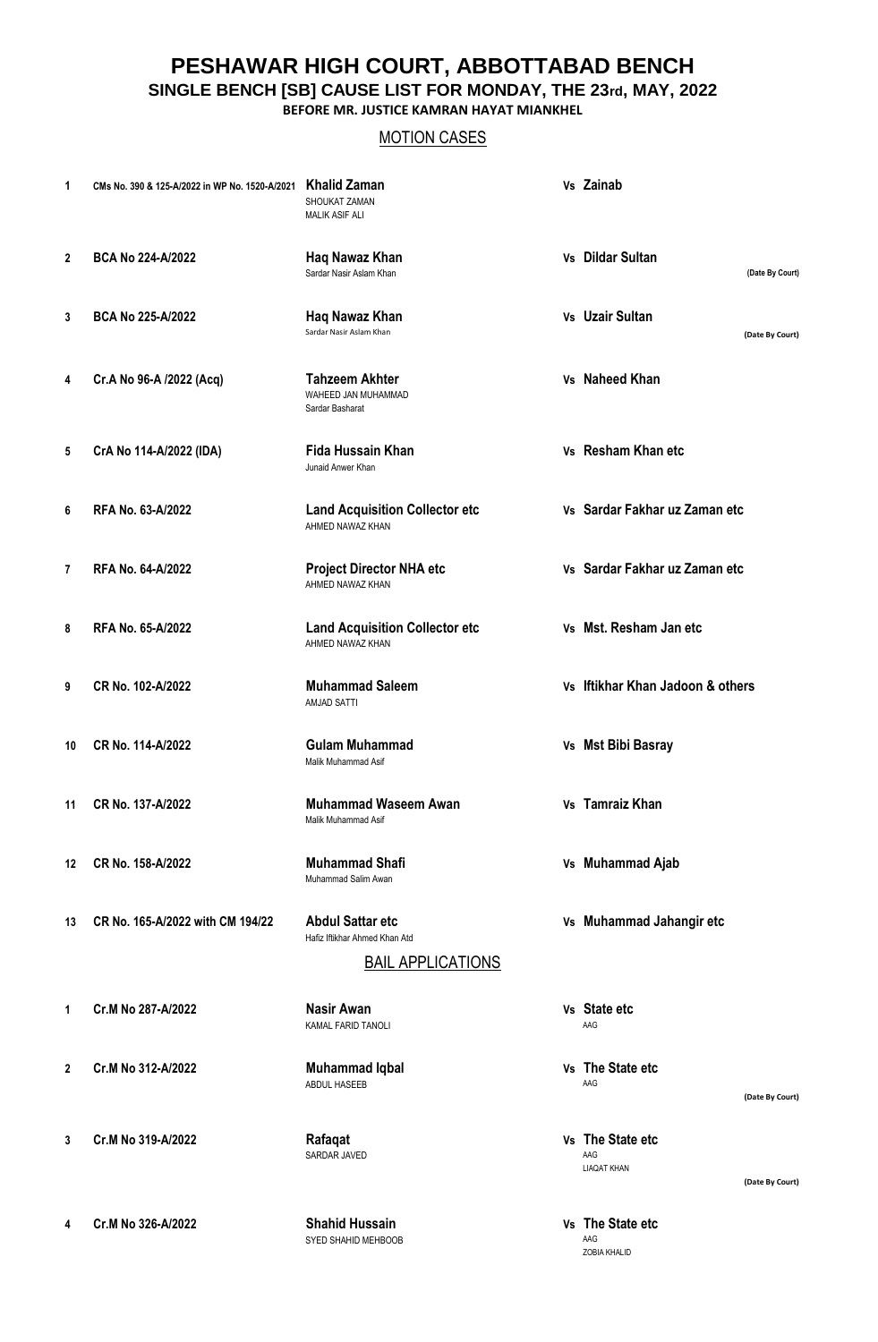# PESHAWAR HIGH COURT, ABBOTTABAD BENCH

## SINGLE BENCH [SB] CAUSE LIST FOR MONDAY, THE 23rd, MAY, 2022

### BEFORE MR. JUSTICE KAMRAN HAYAT MIANKHEL

### MOTION CASES

| No. | Case No. | Petitioner / Appellant | | Respondent | Remarks |
|---|---|---|---|---|---|
| 1 | CMs No. 390 & 125-A/2022 in WP No. 1520-A/2021 | **Khalid Zaman**<br>SHOUKAT ZAMAN<br>MALIK ASIF ALI | Vs | **Zainab** | |
| 2 | BCA No 224-A/2022 | **Haq Nawaz Khan**<br>Sardar Nasir Aslam Khan | Vs | **Dildar Sultan** | (Date By Court) |
| 3 | BCA No 225-A/2022 | **Haq Nawaz Khan**<br>Sardar Nasir Aslam Khan | Vs | **Uzair Sultan** | (Date By Court) |
| 4 | Cr.A No 96-A /2022 (Acq) | **Tahzeem Akhter**<br>WAHEED JAN MUHAMMAD<br>Sardar Basharat | Vs | **Naheed Khan** | |
| 5 | CrA No 114-A/2022 (IDA) | **Fida Hussain Khan**<br>Junaid Anwer Khan | Vs | **Resham Khan etc** | |
| 6 | RFA No. 63-A/2022 | **Land Acquisition Collector etc**<br>AHMED NAWAZ KHAN | Vs | **Sardar Fakhar uz Zaman etc** | |
| 7 | RFA No. 64-A/2022 | **Project Director NHA etc**<br>AHMED NAWAZ KHAN | Vs | **Sardar Fakhar uz Zaman etc** | |
| 8 | RFA No. 65-A/2022 | **Land Acquisition Collector etc**<br>AHMED NAWAZ KHAN | Vs | **Mst. Resham Jan etc** | |
| 9 | CR No. 102-A/2022 | **Muhammad Saleem**<br>AMJAD SATTI | Vs | **Iftikhar Khan Jadoon & others** | |
| 10 | CR No. 114-A/2022 | **Gulam Muhammad**<br>Malik Muhammad Asif | Vs | **Mst Bibi Basray** | |
| 11 | CR No. 137-A/2022 | **Muhammad Waseem Awan**<br>Malik Muhammad Asif | Vs | **Tamraiz Khan** | |
| 12 | CR No. 158-A/2022 | **Muhammad Shafi**<br>Muhammad Salim Awan | Vs | **Muhammad Ajab** | |
| 13 | CR No. 165-A/2022 with CM 194/22 | **Abdul Sattar etc**<br>Hafiz Iftikhar Ahmed Khan Atd | Vs | **Muhammad Jahangir etc** | |

### BAIL APPLICATIONS

| No. | Case No. | Petitioner | | Respondent | Remarks |
|---|---|---|---|---|---|
| 1 | Cr.M No 287-A/2022 | **Nasir Awan**<br>KAMAL FARID TANOLI | Vs | **State etc**<br>AAG | |
| 2 | Cr.M No 312-A/2022 | **Muhammad Iqbal**<br>ABDUL HASEEB | Vs | **The State etc**<br>AAG | (Date By Court) |
| 3 | Cr.M No 319-A/2022 | **Rafaqat**<br>SARDAR JAVED | Vs | **The State etc**<br>AAG<br>LIAQAT KHAN | (Date By Court) |
| 4 | Cr.M No 326-A/2022 | **Shahid Hussain**<br>SYED SHAHID MEHBOOB | Vs | **The State etc**<br>AAG<br>ZOBIA KHALID | |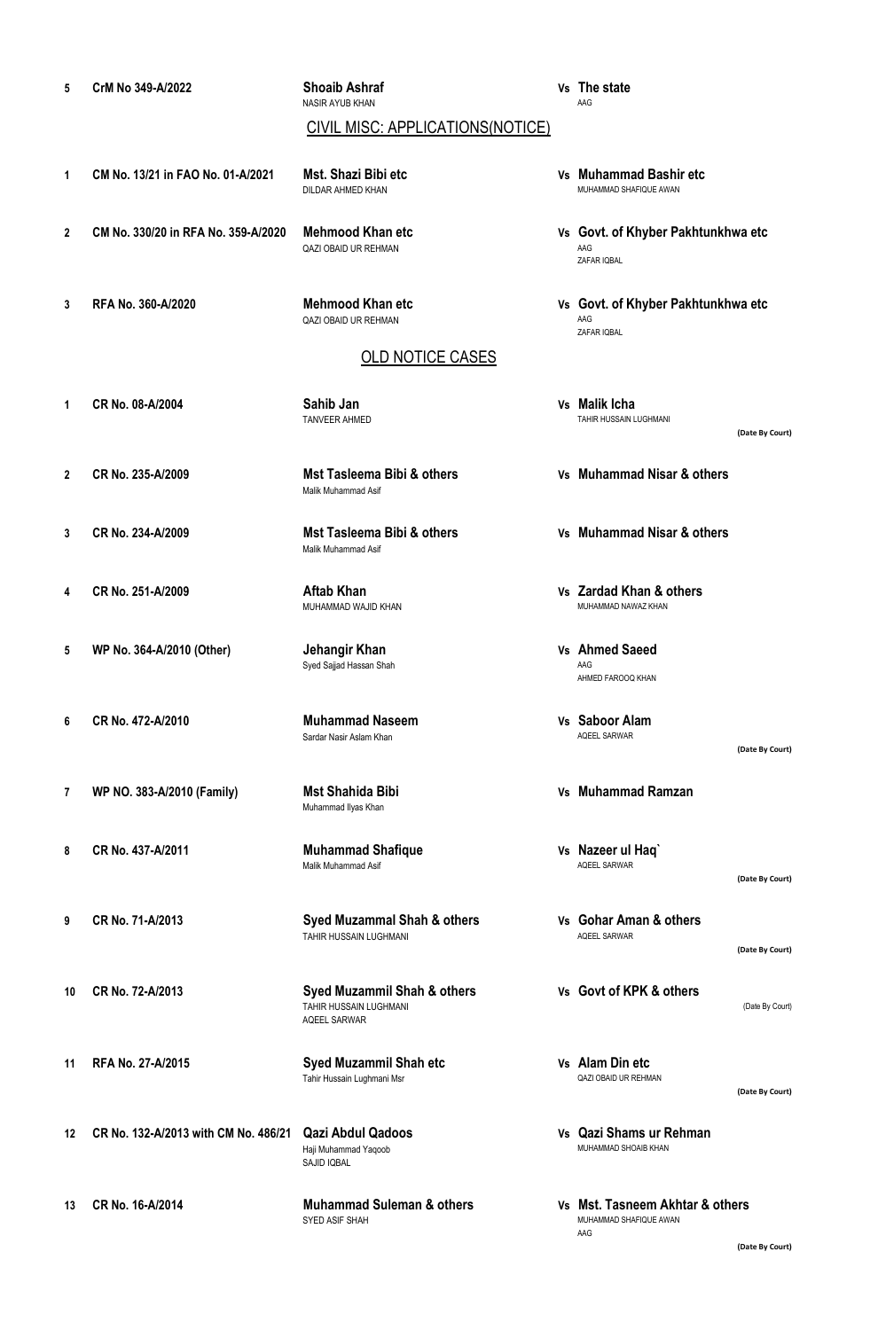| | | | | |
|---|---|---|---|---|
| 5 | CrM No 349-A/2022 | **Shoaib Ashraf**<br>NASIR AYUB KHAN | Vs **The state**<br>AAG | |

## CIVIL MISC: APPLICATIONS(NOTICE)

| | | | | |
|---|---|---|---|---|
| 1 | CM No. 13/21 in FAO No. 01-A/2021 | **Mst. Shazi Bibi etc**<br>DILDAR AHMED KHAN | Vs **Muhammad Bashir etc**<br>MUHAMMAD SHAFIQUE AWAN | |
| 2 | CM No. 330/20 in RFA No. 359-A/2020 | **Mehmood Khan etc**<br>QAZI OBAID UR REHMAN | Vs **Govt. of Khyber Pakhtunkhwa etc**<br>AAG<br>ZAFAR IQBAL | |
| 3 | RFA No. 360-A/2020 | **Mehmood Khan etc**<br>QAZI OBAID UR REHMAN | Vs **Govt. of Khyber Pakhtunkhwa etc**<br>AAG<br>ZAFAR IQBAL | |

## OLD NOTICE CASES

| | | | | |
|---|---|---|---|---|
| 1 | CR No. 08-A/2004 | **Sahib Jan**<br>TANVEER AHMED | Vs **Malik Icha**<br>TAHIR HUSSAIN LUGHMANI | (Date By Court) |
| 2 | CR No. 235-A/2009 | **Mst Tasleema Bibi & others**<br>Malik Muhammad Asif | Vs **Muhammad Nisar & others** | |
| 3 | CR No. 234-A/2009 | **Mst Tasleema Bibi & others**<br>Malik Muhammad Asif | Vs **Muhammad Nisar & others** | |
| 4 | CR No. 251-A/2009 | **Aftab Khan**<br>MUHAMMAD WAJID KHAN | Vs **Zardad Khan & others**<br>MUHAMMAD NAWAZ KHAN | |
| 5 | WP No. 364-A/2010 (Other) | **Jehangir Khan**<br>Syed Sajjad Hassan Shah | Vs **Ahmed Saeed**<br>AAG<br>AHMED FAROOQ KHAN | |
| 6 | CR No. 472-A/2010 | **Muhammad Naseem**<br>Sardar Nasir Aslam Khan | Vs **Saboor Alam**<br>AQEEL SARWAR | (Date By Court) |
| 7 | WP NO. 383-A/2010 (Family) | **Mst Shahida Bibi**<br>Muhammad Ilyas Khan | Vs **Muhammad Ramzan** | |
| 8 | CR No. 437-A/2011 | **Muhammad Shafique**<br>Malik Muhammad Asif | Vs **Nazeer ul Haq`**<br>AQEEL SARWAR | (Date By Court) |
| 9 | CR No. 71-A/2013 | **Syed Muzammal Shah & others**<br>TAHIR HUSSAIN LUGHMANI | Vs **Gohar Aman & others**<br>AQEEL SARWAR | (Date By Court) |
| 10 | CR No. 72-A/2013 | **Syed Muzammil Shah & others**<br>TAHIR HUSSAIN LUGHMANI<br>AQEEL SARWAR | Vs **Govt of KPK & others** | (Date By Court) |
| 11 | RFA No. 27-A/2015 | **Syed Muzammil Shah etc**<br>Tahir Hussain Lughmani Msr | Vs **Alam Din etc**<br>QAZI OBAID UR REHMAN | (Date By Court) |
| 12 | CR No. 132-A/2013 with CM No. 486/21 | **Qazi Abdul Qadoos**<br>Haji Muhammad Yaqoob<br>SAJID IQBAL | Vs **Qazi Shams ur Rehman**<br>MUHAMMAD SHOAIB KHAN | |
| 13 | CR No. 16-A/2014 | **Muhammad Suleman & others**<br>SYED ASIF SHAH | Vs **Mst. Tasneem Akhtar & others**<br>MUHAMMAD SHAFIQUE AWAN<br>AAG | (Date By Court) |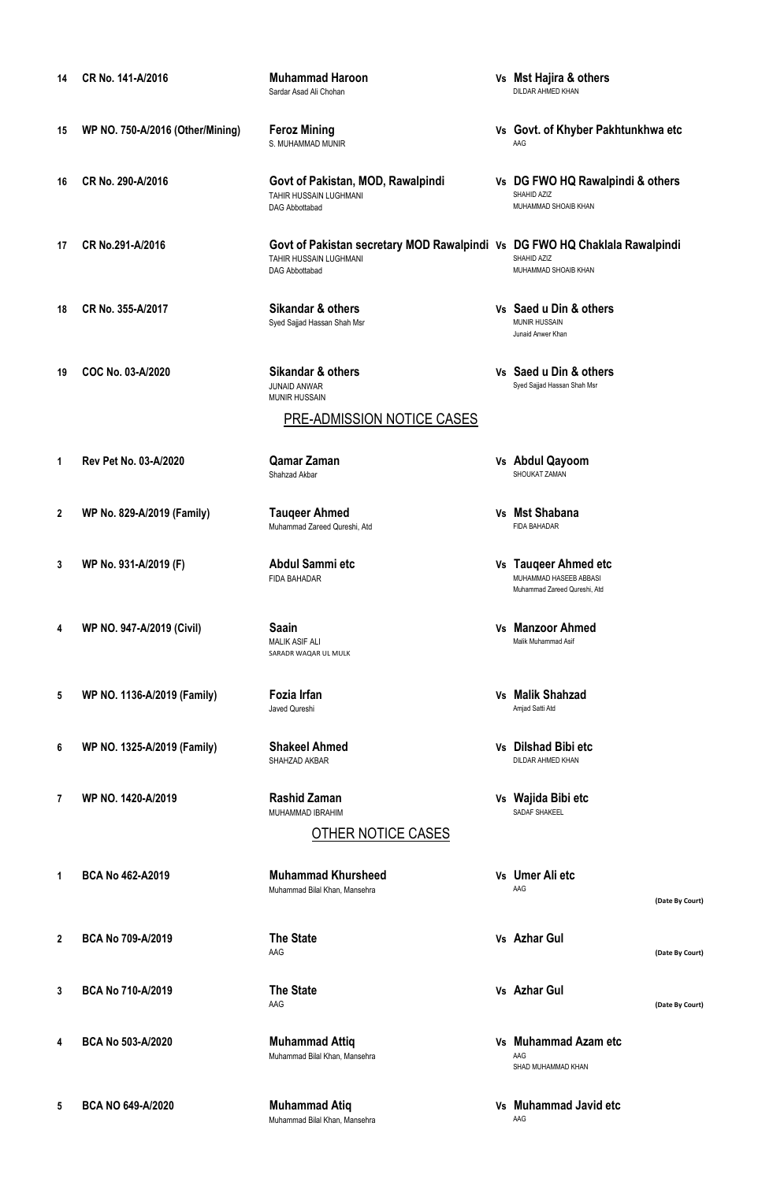| No. | Case No. | Petitioner / Appellant | | Respondent | |
|---|---|---|---|---|---|
| 14 | CR No. 141-A/2016 | **Muhammad Haroon**<br>Sardar Asad Ali Chohan | Vs | **Mst Hajira & others**<br>DILDAR AHMED KHAN | |
| 15 | WP NO. 750-A/2016 (Other/Mining) | **Feroz Mining**<br>S. MUHAMMAD MUNIR | Vs | **Govt. of Khyber Pakhtunkhwa etc**<br>AAG | |
| 16 | CR No. 290-A/2016 | **Govt of Pakistan, MOD, Rawalpindi**<br>TAHIR HUSSAIN LUGHMANI<br>DAG Abbottabad | Vs | **DG FWO HQ Rawalpindi & others**<br>SHAHID AZIZ<br>MUHAMMAD SHOAIB KHAN | |
| 17 | CR No.291-A/2016 | **Govt of Pakistan secretary MOD Rawalpindi**<br>TAHIR HUSSAIN LUGHMANI<br>DAG Abbottabad | Vs | **DG FWO HQ Chaklala Rawalpindi**<br>SHAHID AZIZ<br>MUHAMMAD SHOAIB KHAN | |
| 18 | CR No. 355-A/2017 | **Sikandar & others**<br>Syed Sajjad Hassan Shah Msr | Vs | **Saed u Din & others**<br>MUNIR HUSSAIN<br>Junaid Anwer Khan | |
| 19 | COC No. 03-A/2020 | **Sikandar & others**<br>JUNAID ANWAR<br>MUNIR HUSSAIN | Vs | **Saed u Din & others**<br>Syed Sajjad Hassan Shah Msr | |

## PRE-ADMISSION NOTICE CASES

| No. | Case No. | Petitioner / Appellant | | Respondent | |
|---|---|---|---|---|---|
| 1 | Rev Pet No. 03-A/2020 | **Qamar Zaman**<br>Shahzad Akbar | Vs | **Abdul Qayoom**<br>SHOUKAT ZAMAN | |
| 2 | WP No. 829-A/2019 (Family) | **Tauqeer Ahmed**<br>Muhammad Zareed Qureshi, Atd | Vs | **Mst Shabana**<br>FIDA BAHADAR | |
| 3 | WP No. 931-A/2019 (F) | **Abdul Sammi etc**<br>FIDA BAHADAR | Vs | **Tauqeer Ahmed etc**<br>MUHAMMAD HASEEB ABBASI<br>Muhammad Zareed Qureshi, Atd | |
| 4 | WP NO. 947-A/2019 (Civil) | **Saain**<br>MALIK ASIF ALI<br>SARADR WAQAR UL MULK | Vs | **Manzoor Ahmed**<br>Malik Muhammad Asif | |
| 5 | WP NO. 1136-A/2019 (Family) | **Fozia Irfan**<br>Javed Qureshi | Vs | **Malik Shahzad**<br>Amjad Satti Atd | |
| 6 | WP NO. 1325-A/2019 (Family) | **Shakeel Ahmed**<br>SHAHZAD AKBAR | Vs | **Dilshad Bibi etc**<br>DILDAR AHMED KHAN | |
| 7 | WP NO. 1420-A/2019 | **Rashid Zaman**<br>MUHAMMAD IBRAHIM | Vs | **Wajida Bibi etc**<br>SADAF SHAKEEL | |

## OTHER NOTICE CASES

| No. | Case No. | Petitioner / Appellant | | Respondent | |
|---|---|---|---|---|---|
| 1 | BCA No 462-A2019 | **Muhammad Khursheed**<br>Muhammad Bilal Khan, Mansehra | Vs | **Umer Ali etc**<br>AAG | **(Date By Court)** |
| 2 | BCA No 709-A/2019 | **The State**<br>AAG | Vs | **Azhar Gul** | **(Date By Court)** |
| 3 | BCA No 710-A/2019 | **The State**<br>AAG | Vs | **Azhar Gul** | **(Date By Court)** |
| 4 | BCA No 503-A/2020 | **Muhammad Attiq**<br>Muhammad Bilal Khan, Mansehra | Vs | **Muhammad Azam etc**<br>AAG<br>SHAD MUHAMMAD KHAN | |
| 5 | BCA NO 649-A/2020 | **Muhammad Atiq**<br>Muhammad Bilal Khan, Mansehra | Vs | **Muhammad Javid etc**<br>AAG | |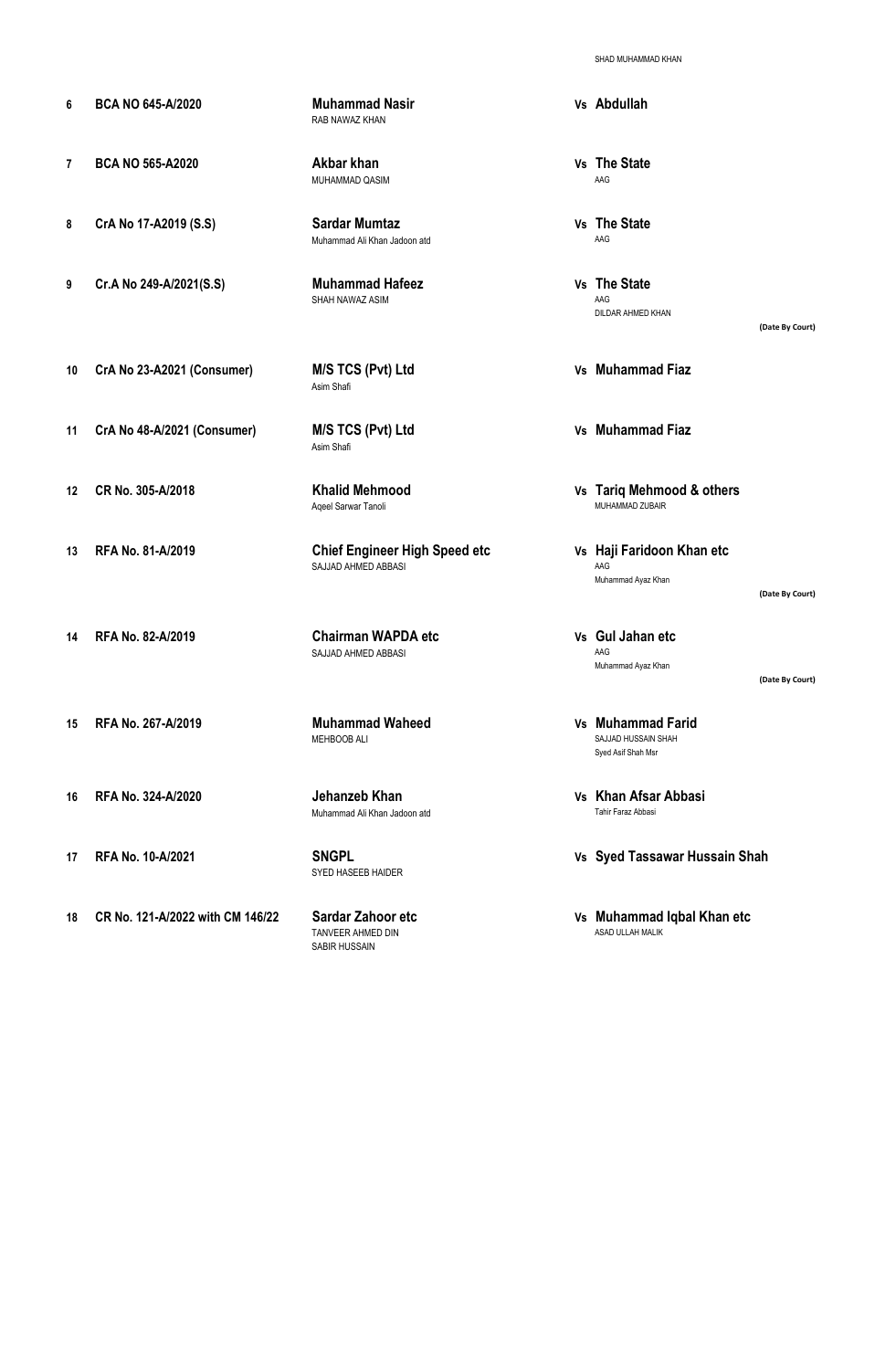SHAD MUHAMMAD KHAN

| | | | | |
|---|---|---|---|---|
| 6 | BCA NO 645-A/2020 | **Muhammad Nasir**<br>RAB NAWAZ KHAN | Vs | **Abdullah** |
| 7 | BCA NO 565-A2020 | **Akbar khan**<br>MUHAMMAD QASIM | Vs | **The State**<br>AAG |
| 8 | CrA No 17-A2019 (S.S) | **Sardar Mumtaz**<br>Muhammad Ali Khan Jadoon atd | Vs | **The State**<br>AAG |
| 9 | Cr.A No 249-A/2021(S.S) | **Muhammad Hafeez**<br>SHAH NAWAZ ASIM | Vs | **The State**<br>AAG<br>DILDAR AHMED KHAN<br>**(Date By Court)** |
| 10 | CrA No 23-A2021 (Consumer) | **M/S TCS (Pvt) Ltd**<br>Asim Shafi | Vs | **Muhammad Fiaz** |
| 11 | CrA No 48-A/2021 (Consumer) | **M/S TCS (Pvt) Ltd**<br>Asim Shafi | Vs | **Muhammad Fiaz** |
| 12 | CR No. 305-A/2018 | **Khalid Mehmood**<br>Aqeel Sarwar Tanoli | Vs | **Tariq Mehmood & others**<br>MUHAMMAD ZUBAIR |
| 13 | RFA No. 81-A/2019 | **Chief Engineer High Speed etc**<br>SAJJAD AHMED ABBASI | Vs | **Haji Faridoon Khan etc**<br>AAG<br>Muhammad Ayaz Khan<br>**(Date By Court)** |
| 14 | RFA No. 82-A/2019 | **Chairman WAPDA etc**<br>SAJJAD AHMED ABBASI | Vs | **Gul Jahan etc**<br>AAG<br>Muhammad Ayaz Khan<br>**(Date By Court)** |
| 15 | RFA No. 267-A/2019 | **Muhammad Waheed**<br>MEHBOOB ALI | Vs | **Muhammad Farid**<br>SAJJAD HUSSAIN SHAH<br>Syed Asif Shah Msr |
| 16 | RFA No. 324-A/2020 | **Jehanzeb Khan**<br>Muhammad Ali Khan Jadoon atd | Vs | **Khan Afsar Abbasi**<br>Tahir Faraz Abbasi |
| 17 | RFA No. 10-A/2021 | **SNGPL**<br>SYED HASEEB HAIDER | Vs | **Syed Tassawar Hussain Shah** |
| 18 | CR No. 121-A/2022 with CM 146/22 | **Sardar Zahoor etc**<br>TANVEER AHMED DIN<br>SABIR HUSSAIN | Vs | **Muhammad Iqbal Khan etc**<br>ASAD ULLAH MALIK |